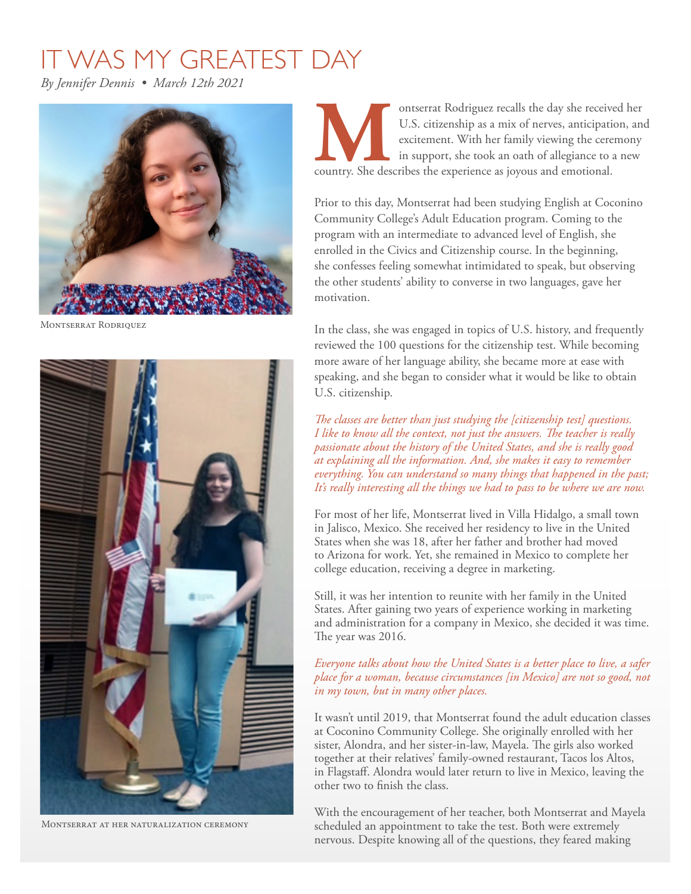# IT WAS MY GREATEST DAY

*By Jennifer Dennis • March 12th 2021*

Montserrat Rodriquez

Montserrat at her naturalization ceremony

Montserrat Rodriguez recalls the day she received her U.S. citizenship as a mix of nerves, anticipation, and excitement. With her family viewing the ceremony in support, she took an oath of allegiance to a new country. She describes the experience as joyous and emotional.

Prior to this day, Montserrat had been studying English at Coconino Community College's Adult Education program. Coming to the program with an intermediate to advanced level of English, she enrolled in the Civics and Citizenship course. In the beginning, she confesses feeling somewhat intimidated to speak, but observing the other students' ability to converse in two languages, gave her motivation.

In the class, she was engaged in topics of U.S. history, and frequently reviewed the 100 questions for the citizenship test. While becoming more aware of her language ability, she became more at ease with speaking, and she began to consider what it would be like to obtain U.S. citizenship.

*The classes are better than just studying the [citizenship test] questions. I like to know all the context, not just the answers. The teacher is really passionate about the history of the United States, and she is really good at explaining all the information. And, she makes it easy to remember everything. You can understand so many things that happened in the past; It's really interesting all the things we had to pass to be where we are now.*

For most of her life, Montserrat lived in Villa Hidalgo, a small town in Jalisco, Mexico. She received her residency to live in the United States when she was 18, after her father and brother had moved to Arizona for work. Yet, she remained in Mexico to complete her college education, receiving a degree in marketing.

Still, it was her intention to reunite with her family in the United States. After gaining two years of experience working in marketing and administration for a company in Mexico, she decided it was time. The year was 2016.

*Everyone talks about how the United States is a better place to live, a safer place for a woman, because circumstances [in Mexico] are not so good, not in my town, but in many other places.*

It wasn't until 2019, that Montserrat found the adult education classes at Coconino Community College. She originally enrolled with her sister, Alondra, and her sister-in-law, Mayela. The girls also worked together at their relatives' family-owned restaurant, Tacos los Altos, in Flagstaff. Alondra would later return to live in Mexico, leaving the other two to finish the class.

With the encouragement of her teacher, both Montserrat and Mayela scheduled an appointment to take the test. Both were extremely nervous. Despite knowing all of the questions, they feared making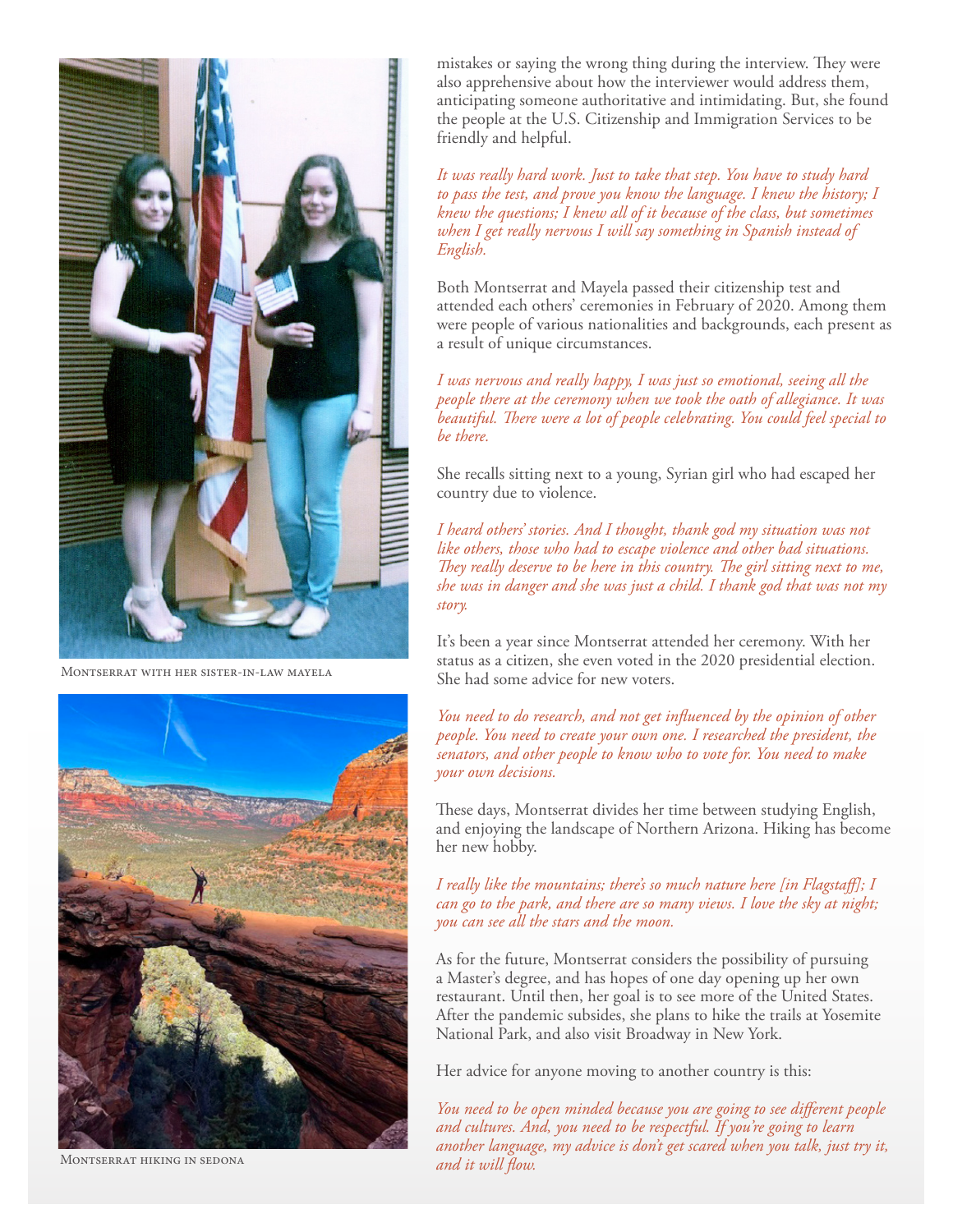mistakes or saying the wrong thing during the interview. They were also apprehensive about how the interviewer would address them, anticipating someone authoritative and intimidating. But, she found the people at the U.S. Citizenship and Immigration Services to be friendly and helpful.

*It was really hard work. Just to take that step. You have to study hard to pass the test, and prove you know the language. I knew the history; I knew the questions; I knew all of it because of the class, but sometimes when I get really nervous I will say something in Spanish instead of English.*

Both Montserrat and Mayela passed their citizenship test and attended each others' ceremonies in February of 2020. Among them were people of various nationalities and backgrounds, each present as a result of unique circumstances.

*I was nervous and really happy, I was just so emotional, seeing all the people there at the ceremony when we took the oath of allegiance. It was beautiful. There were a lot of people celebrating. You could feel special to be there.*

She recalls sitting next to a young, Syrian girl who had escaped her country due to violence.

*I heard others' stories. And I thought, thank god my situation was not like others, those who had to escape violence and other bad situations. They really deserve to be here in this country. The girl sitting next to me, she was in danger and she was just a child. I thank god that was not my story.*

It's been a year since Montserrat attended her ceremony. With her status as a citizen, she even voted in the 2020 presidential election. She had some advice for new voters.

*You need to do research, and not get influenced by the opinion of other people. You need to create your own one. I researched the president, the senators, and other people to know who to vote for. You need to make your own decisions.*

These days, Montserrat divides her time between studying English, and enjoying the landscape of Northern Arizona. Hiking has become her new hobby.

*I really like the mountains; there's so much nature here [in Flagstaff]; I can go to the park, and there are so many views. I love the sky at night; you can see all the stars and the moon.*

As for the future, Montserrat considers the possibility of pursuing a Master's degree, and has hopes of one day opening up her own restaurant. Until then, her goal is to see more of the United States. After the pandemic subsides, she plans to hike the trails at Yosemite National Park, and also visit Broadway in New York.

Her advice for anyone moving to another country is this:

*You need to be open minded because you are going to see different people and cultures. And, you need to be respectful. If you're going to learn another language, my advice is don't get scared when you talk, just try it, and it will flow.*

Montserrat with her sister-in-law Mayela

Montserrat hiking in Sedona